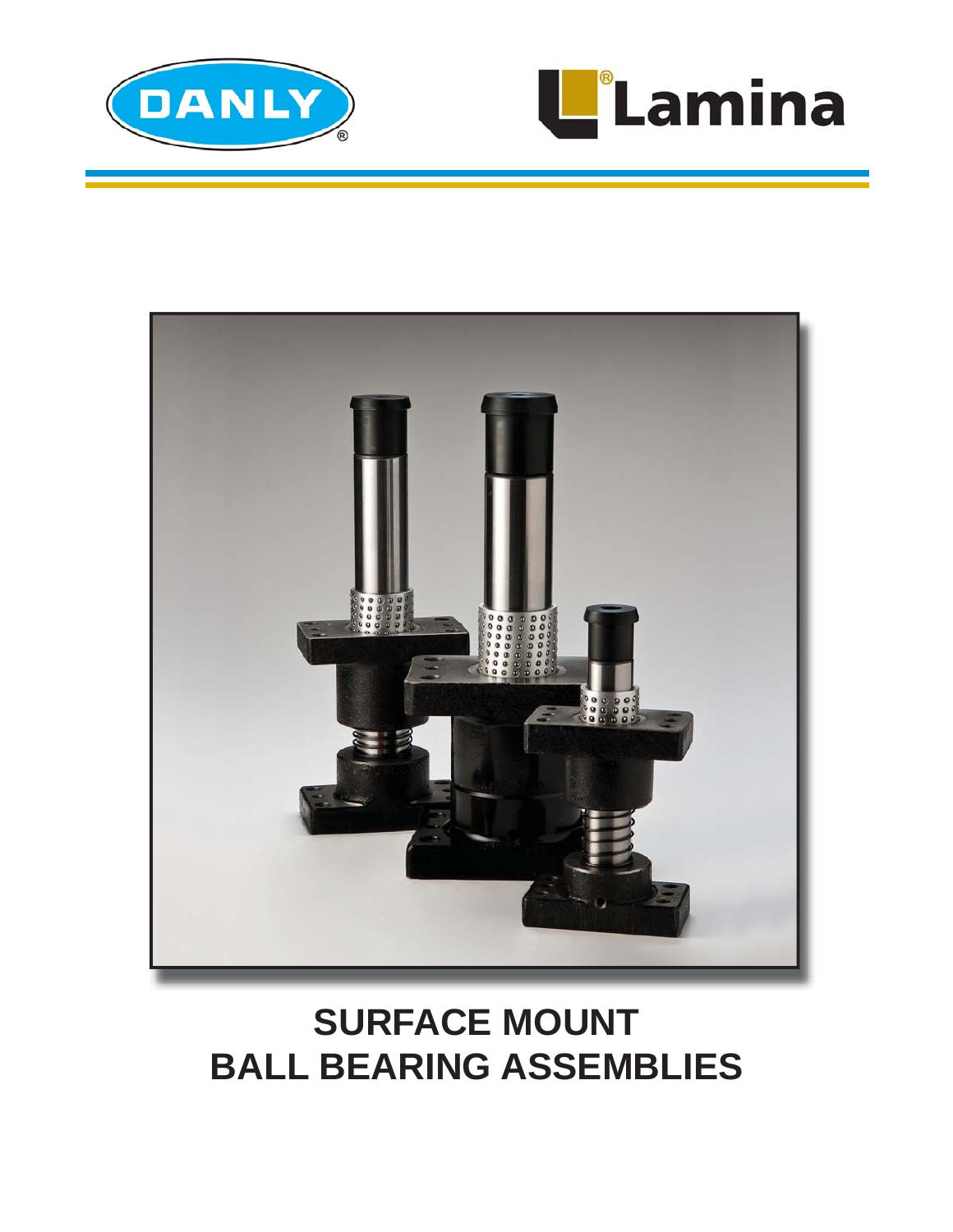DANLY®

Lamina®

# SURFACE MOUNT BALL BEARING ASSEMBLIES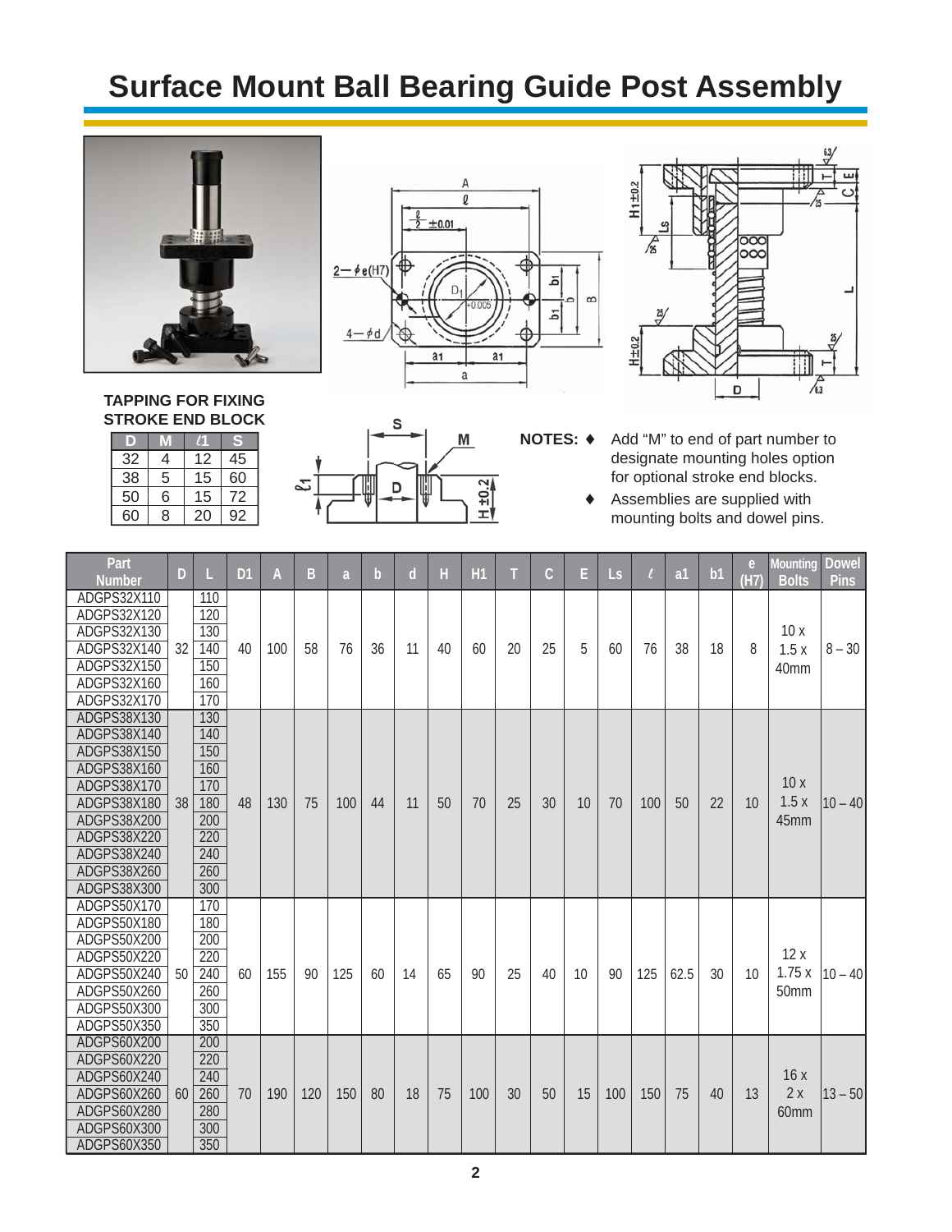# Surface Mount Ball Bearing Guide Post Assembly

**TAPPING FOR FIXING STROKE END BLOCK**

| D | M | ℓ1 | S |
|---|---|---|---|
| 32 | 4 | 12 | 45 |
| 38 | 5 | 15 | 60 |
| 50 | 6 | 15 | 72 |
| 60 | 8 | 20 | 92 |

**NOTES:**

- Add "M" to end of part number to designate mounting holes option for optional stroke end blocks.
- Assemblies are supplied with mounting bolts and dowel pins.

| Part Number | D | L | D1 | A | B | a | b | d | H | H1 | T | C | E | Ls | ℓ | a1 | b1 | e (H7) | Mounting Bolts | Dowel Pins |
|---|---|---|---|---|---|---|---|---|---|---|---|---|---|---|---|---|---|---|---|---|
| ADGPS32X110 | 32 | 110 | 40 | 100 | 58 | 76 | 36 | 11 | 40 | 60 | 20 | 25 | 5 | 60 | 76 | 38 | 18 | 8 | 10 x 1.5 x 40mm | 8 – 30 |
| ADGPS32X120 | | 120 | | | | | | | | | | | | | | | | | | |
| ADGPS32X130 | | 130 | | | | | | | | | | | | | | | | | | |
| ADGPS32X140 | | 140 | | | | | | | | | | | | | | | | | | |
| ADGPS32X150 | | 150 | | | | | | | | | | | | | | | | | | |
| ADGPS32X160 | | 160 | | | | | | | | | | | | | | | | | | |
| ADGPS32X170 | | 170 | | | | | | | | | | | | | | | | | | |
| ADGPS38X130 | 38 | 130 | 48 | 130 | 75 | 100 | 44 | 11 | 50 | 70 | 25 | 30 | 10 | 70 | 100 | 50 | 22 | 10 | 10 x 1.5 x 45mm | 10 – 40 |
| ADGPS38X140 | | 140 | | | | | | | | | | | | | | | | | | |
| ADGPS38X150 | | 150 | | | | | | | | | | | | | | | | | | |
| ADGPS38X160 | | 160 | | | | | | | | | | | | | | | | | | |
| ADGPS38X170 | | 170 | | | | | | | | | | | | | | | | | | |
| ADGPS38X180 | | 180 | | | | | | | | | | | | | | | | | | |
| ADGPS38X200 | | 200 | | | | | | | | | | | | | | | | | | |
| ADGPS38X220 | | 220 | | | | | | | | | | | | | | | | | | |
| ADGPS38X240 | | 240 | | | | | | | | | | | | | | | | | | |
| ADGPS38X260 | | 260 | | | | | | | | | | | | | | | | | | |
| ADGPS38X300 | | 300 | | | | | | | | | | | | | | | | | | |
| ADGPS50X170 | 50 | 170 | 60 | 155 | 90 | 125 | 60 | 14 | 65 | 90 | 25 | 40 | 10 | 90 | 125 | 62.5 | 30 | 10 | 12 x 1.75 x 50mm | 10 – 40 |
| ADGPS50X180 | | 180 | | | | | | | | | | | | | | | | | | |
| ADGPS50X200 | | 200 | | | | | | | | | | | | | | | | | | |
| ADGPS50X220 | | 220 | | | | | | | | | | | | | | | | | | |
| ADGPS50X240 | | 240 | | | | | | | | | | | | | | | | | | |
| ADGPS50X260 | | 260 | | | | | | | | | | | | | | | | | | |
| ADGPS50X300 | | 300 | | | | | | | | | | | | | | | | | | |
| ADGPS50X350 | | 350 | | | | | | | | | | | | | | | | | | |
| ADGPS60X200 | 60 | 200 | 70 | 190 | 120 | 150 | 80 | 18 | 75 | 100 | 30 | 50 | 15 | 100 | 150 | 75 | 40 | 13 | 16 x 2 x 60mm | 13 – 50 |
| ADGPS60X220 | | 220 | | | | | | | | | | | | | | | | | | |
| ADGPS60X240 | | 240 | | | | | | | | | | | | | | | | | | |
| ADGPS60X260 | | 260 | | | | | | | | | | | | | | | | | | |
| ADGPS60X280 | | 280 | | | | | | | | | | | | | | | | | | |
| ADGPS60X300 | | 300 | | | | | | | | | | | | | | | | | | |
| ADGPS60X350 | | 350 | | | | | | | | | | | | | | | | | | |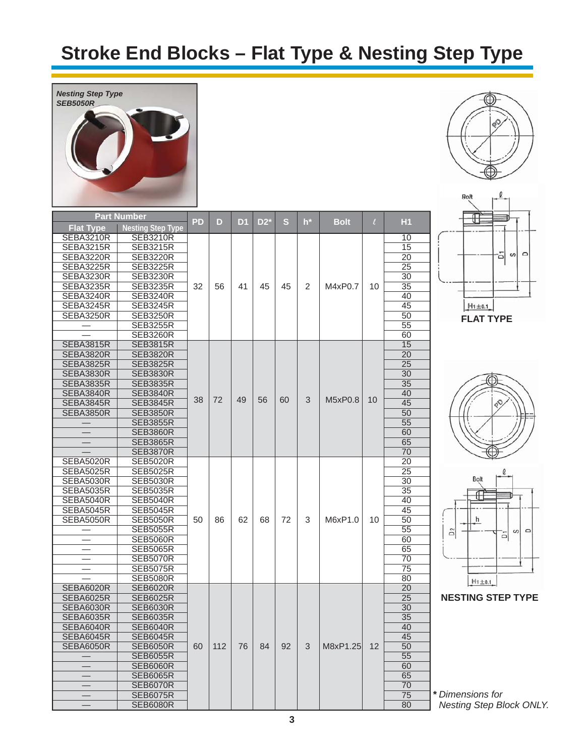# Stroke End Blocks – Flat Type & Nesting Step Type

*Nesting Step Type*
*SEB5050R*

| Part Number | | PD | D | D1 | D2* | S | h* | Bolt | ℓ | H1 |
|---|---|---|---|---|---|---|---|---|---|---|
| Flat Type | Nesting Step Type | | | | | | | | | |
| SEBA3210R | SEB3210R | 32 | 56 | 41 | 45 | 45 | 2 | M4xP0.7 | 10 | 10 |
| SEBA3215R | SEB3215R | | | | | | | | | 15 |
| SEBA3220R | SEB3220R | | | | | | | | | 20 |
| SEBA3225R | SEB3225R | | | | | | | | | 25 |
| SEBA3230R | SEB3230R | | | | | | | | | 30 |
| SEBA3235R | SEB3235R | | | | | | | | | 35 |
| SEBA3240R | SEB3240R | | | | | | | | | 40 |
| SEBA3245R | SEB3245R | | | | | | | | | 45 |
| SEBA3250R | SEB3250R | | | | | | | | | 50 |
| — | SEB3255R | | | | | | | | | 55 |
| — | SEB3260R | | | | | | | | | 60 |
| SEBA3815R | SEB3815R | 38 | 72 | 49 | 56 | 60 | 3 | M5xP0.8 | 10 | 15 |
| SEBA3820R | SEB3820R | | | | | | | | | 20 |
| SEBA3825R | SEB3825R | | | | | | | | | 25 |
| SEBA3830R | SEB3830R | | | | | | | | | 30 |
| SEBA3835R | SEB3835R | | | | | | | | | 35 |
| SEBA3840R | SEB3840R | | | | | | | | | 40 |
| SEBA3845R | SEB3845R | | | | | | | | | 45 |
| SEBA3850R | SEB3850R | | | | | | | | | 50 |
| — | SEB3855R | | | | | | | | | 55 |
| — | SEB3860R | | | | | | | | | 60 |
| — | SEB3865R | | | | | | | | | 65 |
| — | SEB3870R | | | | | | | | | 70 |
| SEBA5020R | SEB5020R | 50 | 86 | 62 | 68 | 72 | 3 | M6xP1.0 | 10 | 20 |
| SEBA5025R | SEB5025R | | | | | | | | | 25 |
| SEBA5030R | SEB5030R | | | | | | | | | 30 |
| SEBA5035R | SEB5035R | | | | | | | | | 35 |
| SEBA5040R | SEB5040R | | | | | | | | | 40 |
| SEBA5045R | SEB5045R | | | | | | | | | 45 |
| SEBA5050R | SEB5050R | | | | | | | | | 50 |
| — | SEB5055R | | | | | | | | | 55 |
| — | SEB5060R | | | | | | | | | 60 |
| — | SEB5065R | | | | | | | | | 65 |
| — | SEB5070R | | | | | | | | | 70 |
| — | SEB5075R | | | | | | | | | 75 |
| — | SEB5080R | | | | | | | | | 80 |
| SEBA6020R | SEB6020R | 60 | 112 | 76 | 84 | 92 | 3 | M8xP1.25 | 12 | 20 |
| SEBA6025R | SEB6025R | | | | | | | | | 25 |
| SEBA6030R | SEB6030R | | | | | | | | | 30 |
| SEBA6035R | SEB6035R | | | | | | | | | 35 |
| SEBA6040R | SEB6040R | | | | | | | | | 40 |
| SEBA6045R | SEB6045R | | | | | | | | | 45 |
| SEBA6050R | SEB6050R | | | | | | | | | 50 |
| — | SEB6055R | | | | | | | | | 55 |
| — | SEB6060R | | | | | | | | | 60 |
| — | SEB6065R | | | | | | | | | 65 |
| — | SEB6070R | | | | | | | | | 70 |
| — | SEB6075R | | | | | | | | | 75 |
| — | SEB6080R | | | | | | | | | 80 |

**FLAT TYPE**

**NESTING STEP TYPE**

***** *Dimensions for Nesting Step Block ONLY.*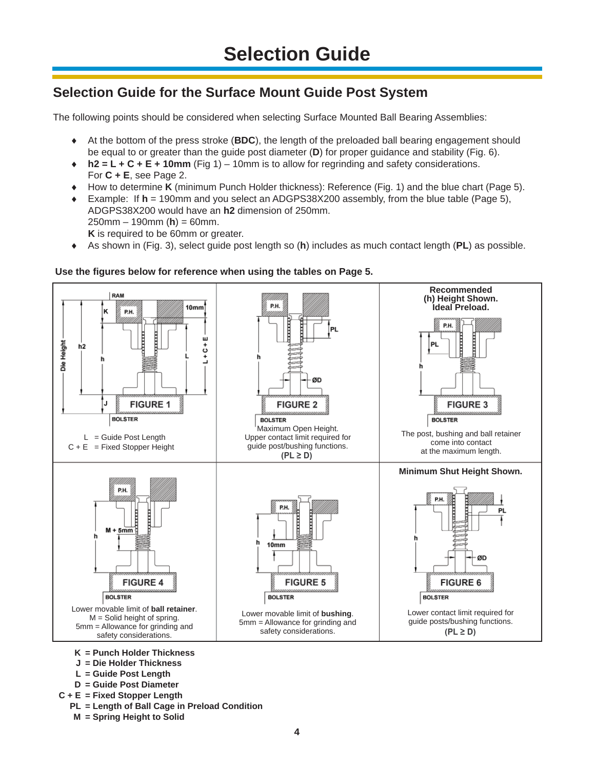# Selection Guide

## Selection Guide for the Surface Mount Guide Post System

The following points should be considered when selecting Surface Mounted Ball Bearing Assemblies:

- At the bottom of the press stroke (**BDC**), the length of the preloaded ball bearing engagement should be equal to or greater than the guide post diameter (**D**) for proper guidance and stability (Fig. 6).
- **h2 = L + C + E + 10mm** (Fig 1) – 10mm is to allow for regrinding and safety considerations. For **C + E**, see Page 2.
- How to determine **K** (minimum Punch Holder thickness): Reference (Fig. 1) and the blue chart (Page 5).
- Example: If **h** = 190mm and you select an ADGPS38X200 assembly, from the blue table (Page 5), ADGPS38X200 would have an **h2** dimension of 250mm.
  250mm – 190mm (**h**) = 60mm.
  **K** is required to be 60mm or greater.
- As shown in (Fig. 3), select guide post length so (**h**) includes as much contact length (**PL**) as possible.

**Use the figures below for reference when using the tables on Page 5.**

| FIGURE 1 | FIGURE 2 | FIGURE 3 |
| --- | --- | --- |
| L = Guide Post Length<br>C + E = Fixed Stopper Height | Maximum Open Height.<br>Upper contact limit required for guide post/bushing functions.<br>**(PL ≥ D)** | **Recommended (h) Height Shown. Ideal Preload.**<br>The post, bushing and ball retainer come into contact at the maximum length. |

| FIGURE 4 | FIGURE 5 | FIGURE 6 |
| --- | --- | --- |
| Lower movable limit of **ball retainer**.<br>M = Solid height of spring.<br>5mm = Allowance for grinding and safety considerations. | Lower movable limit of **bushing**.<br>5mm = Allowance for grinding and safety considerations. | **Minimum Shut Height Shown.**<br>Lower contact limit required for guide posts/bushing functions.<br>**(PL ≥ D)** |

**K = Punch Holder Thickness**
**J = Die Holder Thickness**
**L = Guide Post Length**
**D = Guide Post Diameter**
**C + E = Fixed Stopper Length**
**PL = Length of Ball Cage in Preload Condition**
**M = Spring Height to Solid**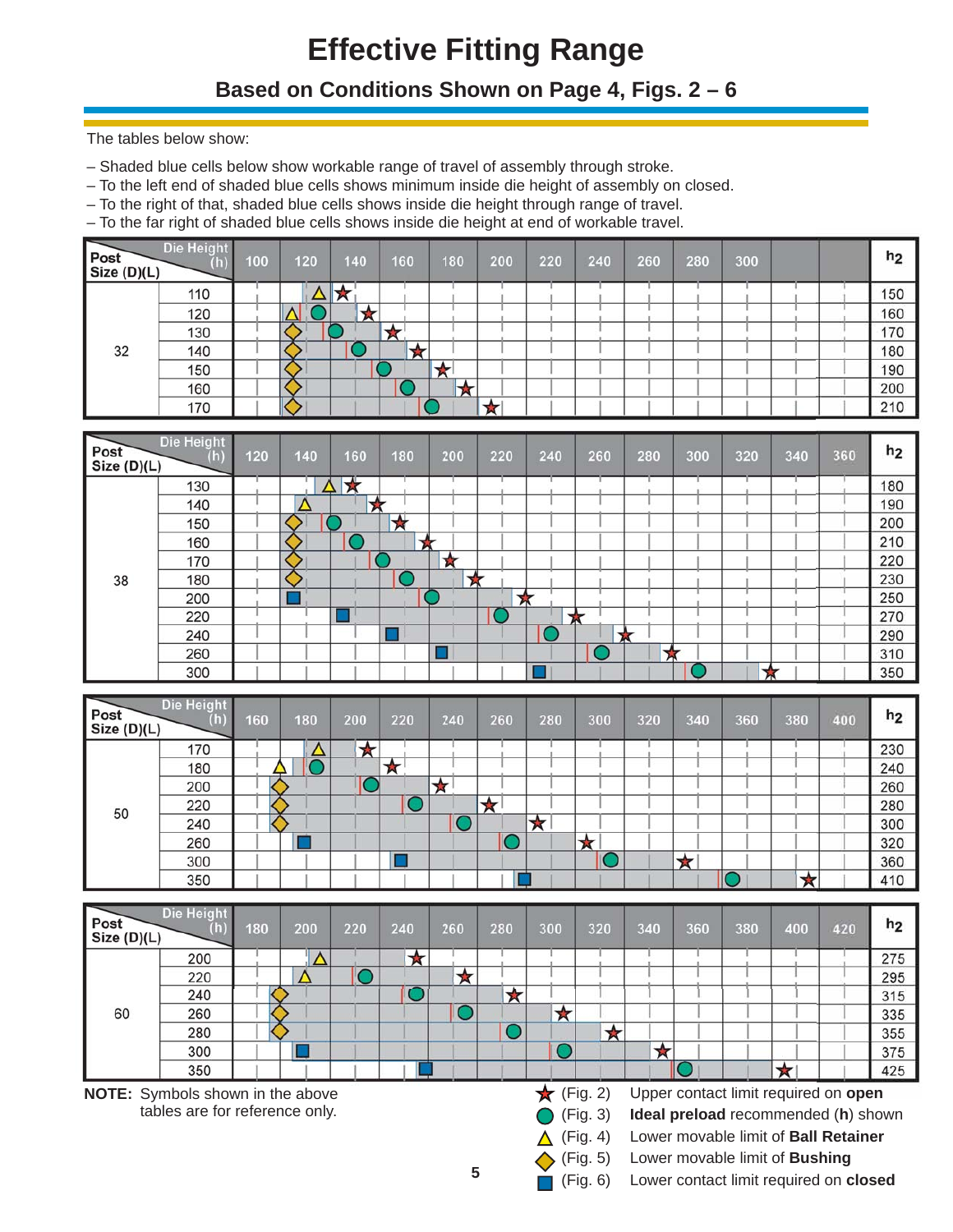# Effective Fitting Range

## Based on Conditions Shown on Page 4, Figs. 2 – 6

The tables below show:

- Shaded blue cells below show workable range of travel of assembly through stroke.
- To the left end of shaded blue cells shows minimum inside die height of assembly on closed.
- To the right of that, shaded blue cells shows inside die height through range of travel.
- To the far right of shaded blue cells shows inside die height at end of workable travel.

| Post Size (D)(L) | Die Height (h) | 100 | 120 | 140 | 160 | 180 | 200 | 220 | 240 | 260 | 280 | 300 | | | $h_2$ |
|---|---|---|---|---|---|---|---|---|---|---|---|---|---|---|---|
| 32 | 110 | | △ | ★ | | | | | | | | | | | 150 |
| | 120 | | △ ● | ★ | | | | | | | | | | | 160 |
| | 130 | | ◇ | ● | ★ | | | | | | | | | | 170 |
| | 140 | | ◇ | ● | ★ | | | | | | | | | | 180 |
| | 150 | | ◇ | | ● | ★ | | | | | | | | | 190 |
| | 160 | | ◇ | | ● | ★ | | | | | | | | | 200 |
| | 170 | | ◇ | | | ● | ★ | | | | | | | | 210 |

| Post Size (D)(L) | Die Height (h) | 120 | 140 | 160 | 180 | 200 | 220 | 240 | 260 | 280 | 300 | 320 | 340 | 360 | $h_2$ |
|---|---|---|---|---|---|---|---|---|---|---|---|---|---|---|---|
| 38 | 130 | | △ | ★ | | | | | | | | | | | 180 |
| | 140 | | △ | ★ | | | | | | | | | | | 190 |
| | 150 | | ◇ | ● | ★ | | | | | | | | | | 200 |
| | 160 | | ◇ | ● | ★ | | | | | | | | | | 210 |
| | 170 | | ◇ | | ● | ★ | | | | | | | | | 220 |
| | 180 | | ◇ | | ● | ★ | | | | | | | | | 230 |
| | 200 | | ■ | | | ● | ★ | | | | | | | | 250 |
| | 220 | | | ■ | | | ● | ★ | | | | | | | 270 |
| | 240 | | | | ■ | | | ● | ★ | | | | | | 290 |
| | 260 | | | | | ■ | | | ● | ★ | | | | | 310 |
| | 300 | | | | | | | ■ | | | ● | ★ | | | 350 |

| Post Size (D)(L) | Die Height (h) | 160 | 180 | 200 | 220 | 240 | 260 | 280 | 300 | 320 | 340 | 360 | 380 | 400 | $h_2$ |
|---|---|---|---|---|---|---|---|---|---|---|---|---|---|---|---|
| 50 | 170 | | △ | ★ | | | | | | | | | | | 230 |
| | 180 | | △ ● | | ★ | | | | | | | | | | 240 |
| | 200 | | ◇ | ● | | ★ | | | | | | | | | 260 |
| | 220 | | ◇ | | ● | | ★ | | | | | | | | 280 |
| | 240 | | ◇ | | | ● | | ★ | | | | | | | 300 |
| | 260 | | ■ | | | | ● | | ★ | | | | | | 320 |
| | 300 | | | | ■ | | | | ● | | ★ | | | | 360 |
| | 350 | | | | | | ■ | | | | | ● | ★ | | 410 |

| Post Size (D)(L) | Die Height (h) | 180 | 200 | 220 | 240 | 260 | 280 | 300 | 320 | 340 | 360 | 380 | 400 | 420 | $h_2$ |
|---|---|---|---|---|---|---|---|---|---|---|---|---|---|---|---|
| 60 | 200 | | △ | | ★ | | | | | | | | | | 275 |
| | 220 | | △ | ● | | ★ | | | | | | | | | 295 |
| | 240 | | ◇ | | ● | | ★ | | | | | | | | 315 |
| | 260 | | ◇ | | | ● | | ★ | | | | | | | 335 |
| | 280 | | ◇ | | | | ● | | ★ | | | | | | 355 |
| | 300 | | ■ | | | | | ● | | ★ | | | | | 375 |
| | 350 | | | | ■ | | | | | ● | | ★ | | | 425 |

**NOTE:** Symbols shown in the above tables are for reference only.

- ★ (Fig. 2) Upper contact limit required on **open**
- ● (Fig. 3) **Ideal preload** recommended (**h**) shown
- △ (Fig. 4) Lower movable limit of **Ball Retainer**
- ◇ (Fig. 5) Lower movable limit of **Bushing**
- ■ (Fig. 6) Lower contact limit required on **closed**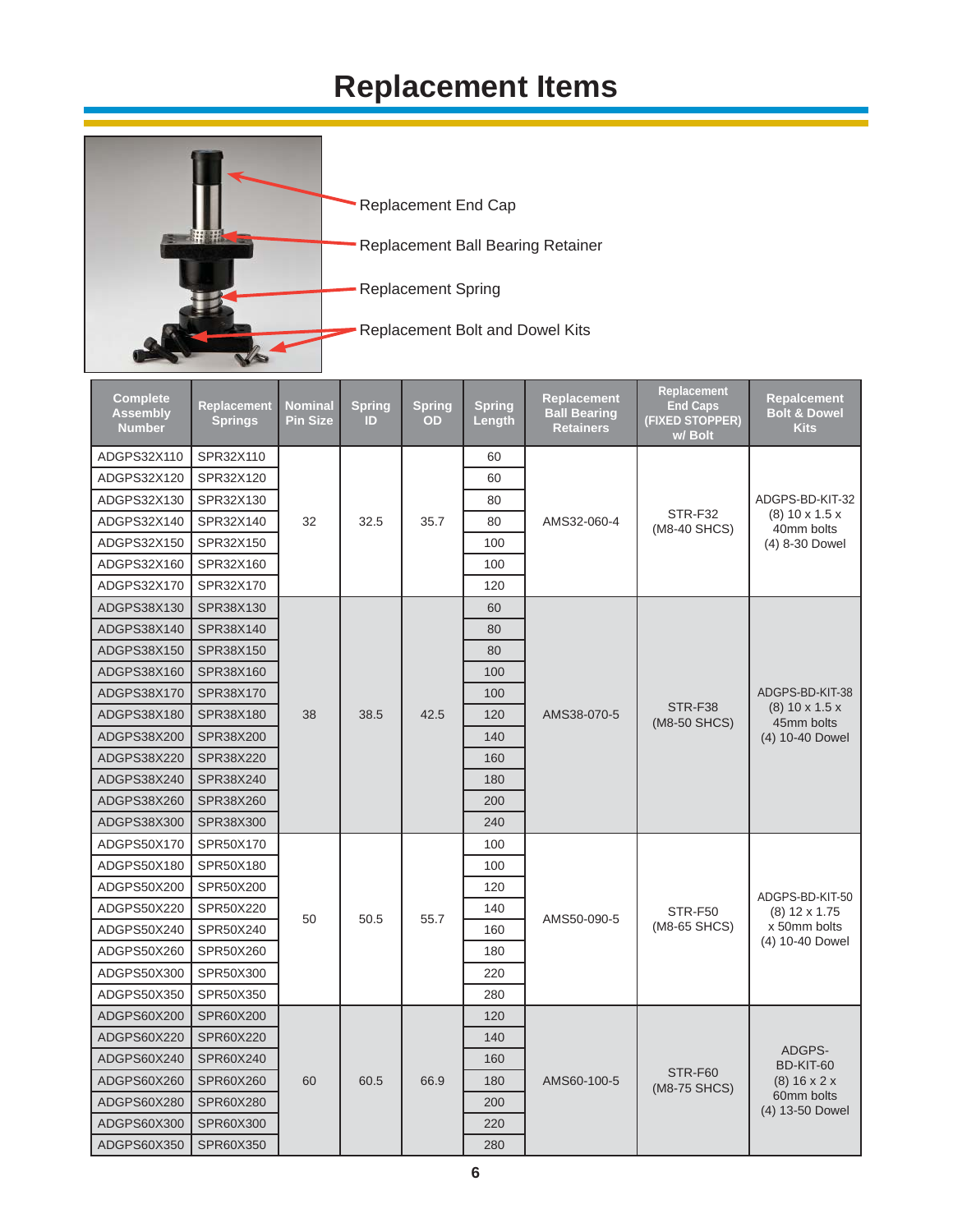# Replacement Items

Replacement End Cap

Replacement Ball Bearing Retainer

Replacement Spring

Replacement Bolt and Dowel Kits

| Complete Assembly Number | Replacement Springs | Nominal Pin Size | Spring ID | Spring OD | Spring Length | Replacement Ball Bearing Retainers | Replacement End Caps (FIXED STOPPER) w/ Bolt | Repalcement Bolt & Dowel Kits |
|---|---|---|---|---|---|---|---|---|
| ADGPS32X110 | SPR32X110 | 32 | 32.5 | 35.7 | 60 | AMS32-060-4 | STR-F32 (M8-40 SHCS) | ADGPS-BD-KIT-32 (8) 10 x 1.5 x 40mm bolts (4) 8-30 Dowel |
| ADGPS32X120 | SPR32X120 | | | | 60 | | | |
| ADGPS32X130 | SPR32X130 | | | | 80 | | | |
| ADGPS32X140 | SPR32X140 | | | | 80 | | | |
| ADGPS32X150 | SPR32X150 | | | | 100 | | | |
| ADGPS32X160 | SPR32X160 | | | | 100 | | | |
| ADGPS32X170 | SPR32X170 | | | | 120 | | | |
| ADGPS38X130 | SPR38X130 | 38 | 38.5 | 42.5 | 60 | AMS38-070-5 | STR-F38 (M8-50 SHCS) | ADGPS-BD-KIT-38 (8) 10 x 1.5 x 45mm bolts (4) 10-40 Dowel |
| ADGPS38X140 | SPR38X140 | | | | 80 | | | |
| ADGPS38X150 | SPR38X150 | | | | 80 | | | |
| ADGPS38X160 | SPR38X160 | | | | 100 | | | |
| ADGPS38X170 | SPR38X170 | | | | 100 | | | |
| ADGPS38X180 | SPR38X180 | | | | 120 | | | |
| ADGPS38X200 | SPR38X200 | | | | 140 | | | |
| ADGPS38X220 | SPR38X220 | | | | 160 | | | |
| ADGPS38X240 | SPR38X240 | | | | 180 | | | |
| ADGPS38X260 | SPR38X260 | | | | 200 | | | |
| ADGPS38X300 | SPR38X300 | | | | 240 | | | |
| ADGPS50X170 | SPR50X170 | 50 | 50.5 | 55.7 | 100 | AMS50-090-5 | STR-F50 (M8-65 SHCS) | ADGPS-BD-KIT-50 (8) 12 x 1.75 x 50mm bolts (4) 10-40 Dowel |
| ADGPS50X180 | SPR50X180 | | | | 100 | | | |
| ADGPS50X200 | SPR50X200 | | | | 120 | | | |
| ADGPS50X220 | SPR50X220 | | | | 140 | | | |
| ADGPS50X240 | SPR50X240 | | | | 160 | | | |
| ADGPS50X260 | SPR50X260 | | | | 180 | | | |
| ADGPS50X300 | SPR50X300 | | | | 220 | | | |
| ADGPS50X350 | SPR50X350 | | | | 280 | | | |
| ADGPS60X200 | SPR60X200 | 60 | 60.5 | 66.9 | 120 | AMS60-100-5 | STR-F60 (M8-75 SHCS) | ADGPS-BD-KIT-60 (8) 16 x 2 x 60mm bolts (4) 13-50 Dowel |
| ADGPS60X220 | SPR60X220 | | | | 140 | | | |
| ADGPS60X240 | SPR60X240 | | | | 160 | | | |
| ADGPS60X260 | SPR60X260 | | | | 180 | | | |
| ADGPS60X280 | SPR60X280 | | | | 200 | | | |
| ADGPS60X300 | SPR60X300 | | | | 220 | | | |
| ADGPS60X350 | SPR60X350 | | | | 280 | | | |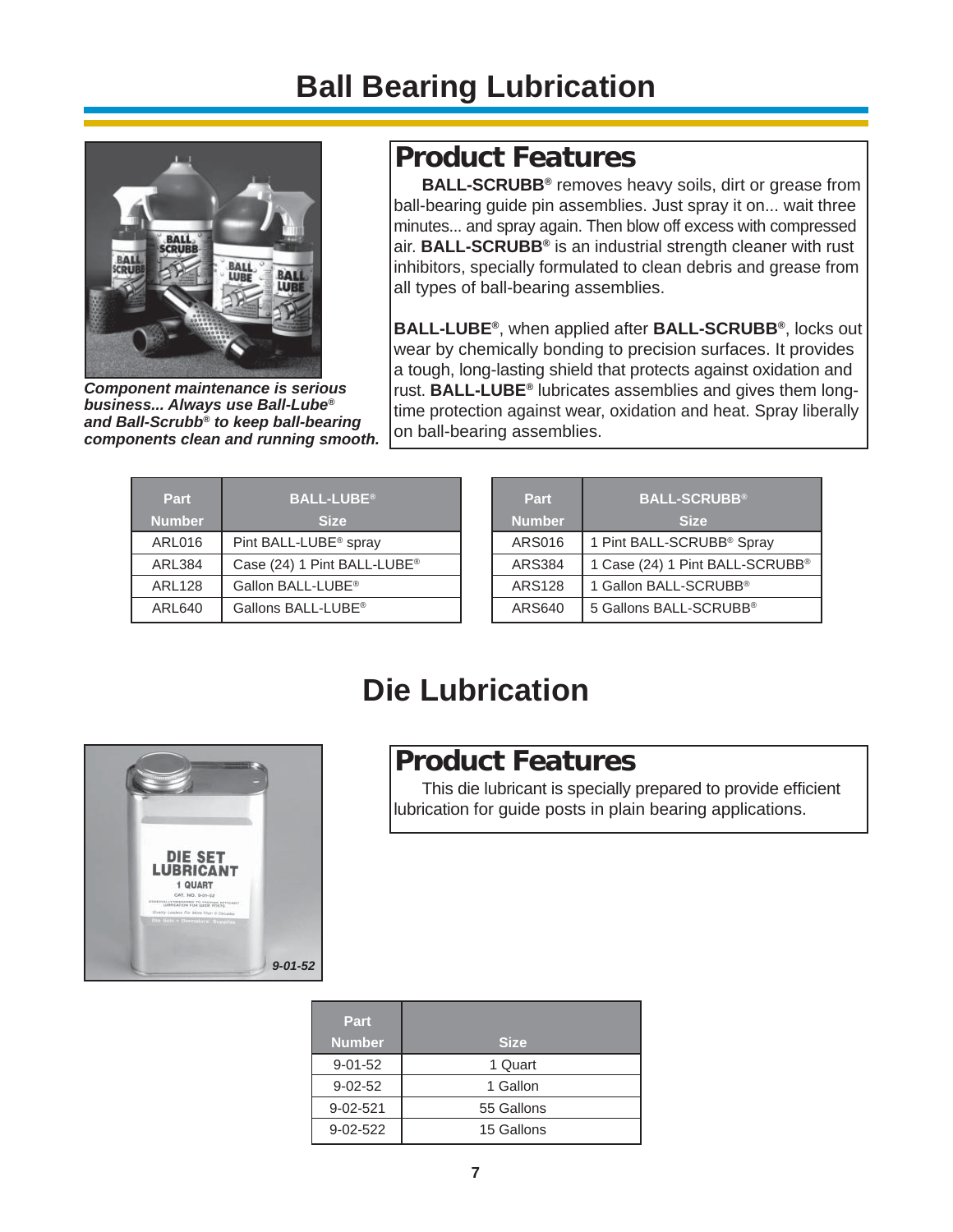# Ball Bearing Lubrication

***Component maintenance is serious business... Always use Ball-Lube® and Ball-Scrubb® to keep ball-bearing components clean and running smooth.***

## Product Features

**BALL-SCRUBB®** removes heavy soils, dirt or grease from ball-bearing guide pin assemblies. Just spray it on... wait three minutes... and spray again. Then blow off excess with compressed air. **BALL-SCRUBB®** is an industrial strength cleaner with rust inhibitors, specially formulated to clean debris and grease from all types of ball-bearing assemblies.

**BALL-LUBE®**, when applied after **BALL-SCRUBB®**, locks out wear by chemically bonding to precision surfaces. It provides a tough, long-lasting shield that protects against oxidation and rust. **BALL-LUBE®** lubricates assemblies and gives them long-time protection against wear, oxidation and heat. Spray liberally on ball-bearing assemblies.

| Part Number | BALL-LUBE® Size |
|---|---|
| ARL016 | Pint BALL-LUBE® spray |
| ARL384 | Case (24) 1 Pint BALL-LUBE® |
| ARL128 | Gallon BALL-LUBE® |
| ARL640 | Gallons BALL-LUBE® |

| Part Number | BALL-SCRUBB® Size |
|---|---|
| ARS016 | 1 Pint BALL-SCRUBB® Spray |
| ARS384 | 1 Case (24) 1 Pint BALL-SCRUBB® |
| ARS128 | 1 Gallon BALL-SCRUBB® |
| ARS640 | 5 Gallons BALL-SCRUBB® |

# Die Lubrication

*9-01-52*

## Product Features

This die lubricant is specially prepared to provide efficient lubrication for guide posts in plain bearing applications.

| Part Number | Size |
|---|---|
| 9-01-52 | 1 Quart |
| 9-02-52 | 1 Gallon |
| 9-02-521 | 55 Gallons |
| 9-02-522 | 15 Gallons |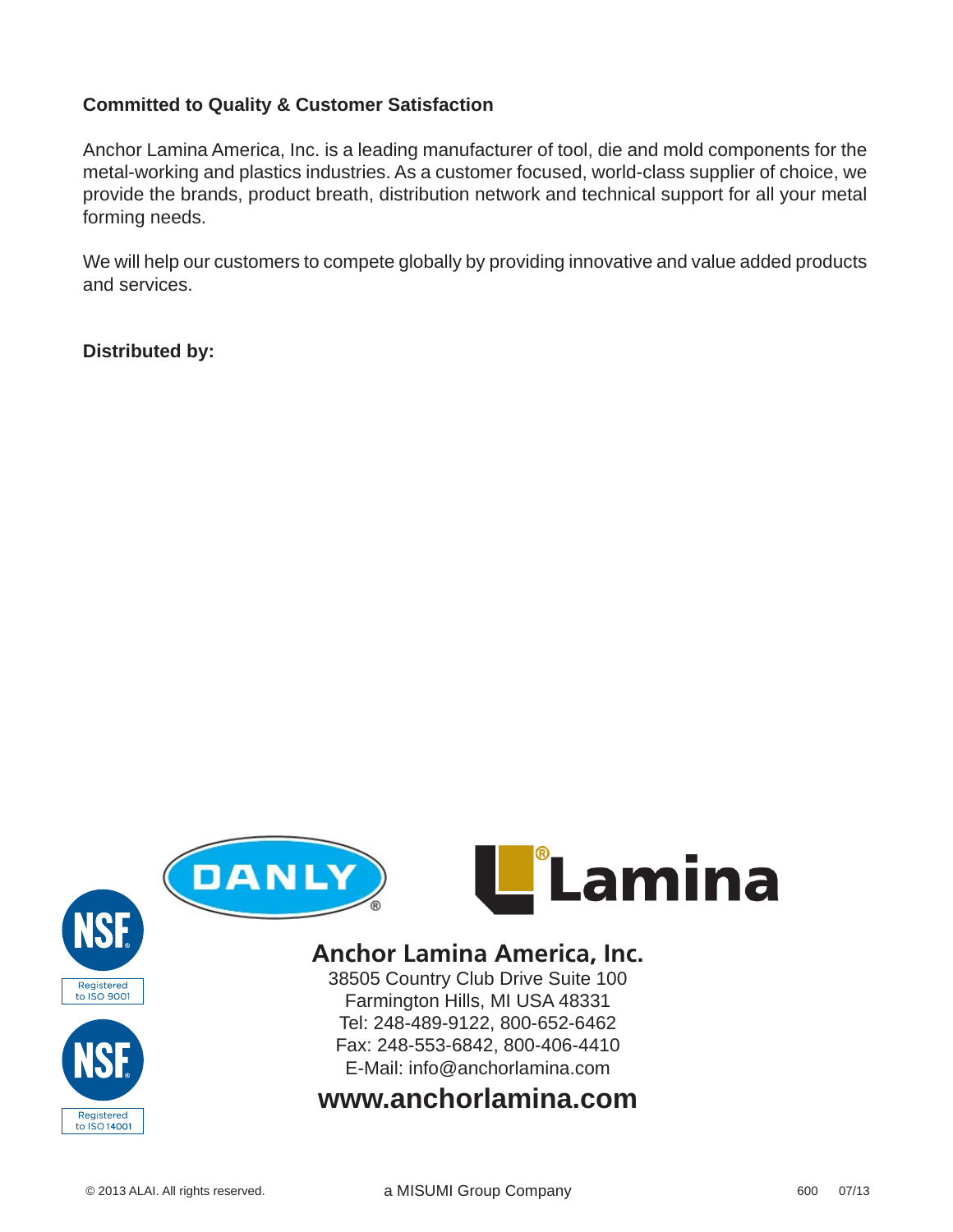**Committed to Quality & Customer Satisfaction**

Anchor Lamina America, Inc. is a leading manufacturer of tool, die and mold components for the metal-working and plastics industries. As a customer focused, world-class supplier of choice, we provide the brands, product breath, distribution network and technical support for all your metal forming needs.

We will help our customers to compete globally by providing innovative and value added products and services.

**Distributed by:**

DANLY®

Lamina®

NSF Registered to ISO 9001

NSF Registered to ISO 14001

**Anchor Lamina America, Inc.**

38505 Country Club Drive Suite 100
Farmington Hills, MI USA 48331
Tel: 248-489-9122, 800-652-6462
Fax: 248-553-6842, 800-406-4410
E-Mail: info@anchorlamina.com

**www.anchorlamina.com**

© 2013 ALAI. All rights reserved. a MISUMI Group Company 600 07/13